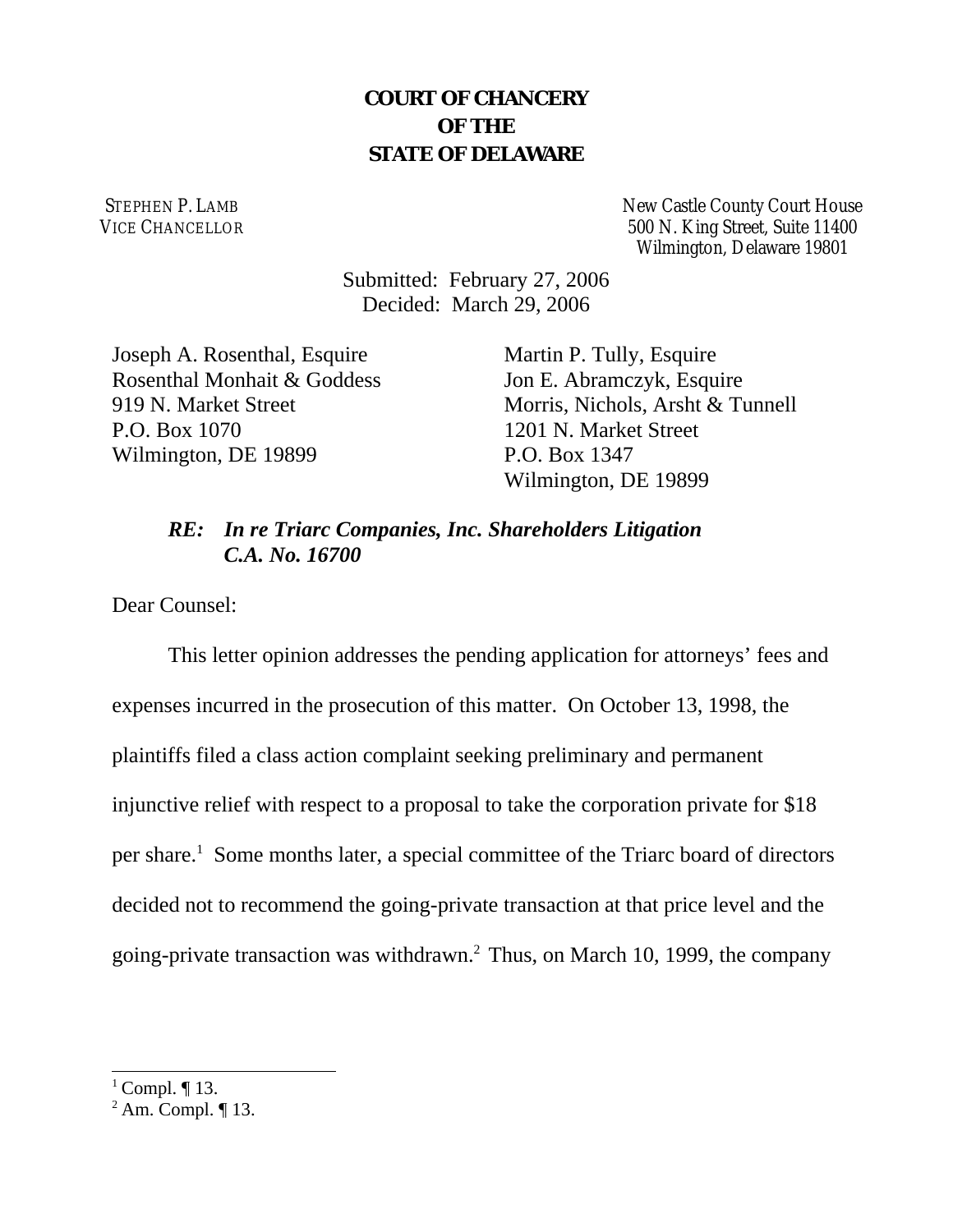# COURT OF CHANCERY
# OF THE
# STATE OF DELAWARE

STEPHEN P. LAMB
VICE CHANCELLOR

New Castle County Court House
500 N. King Street, Suite 11400
Wilmington, Delaware 19801

Submitted: February 27, 2006
Decided: March 29, 2006

Joseph A. Rosenthal, Esquire
Rosenthal Monhait & Goddess
919 N. Market Street
P.O. Box 1070
Wilmington, DE 19899

Martin P. Tully, Esquire
Jon E. Abramczyk, Esquire
Morris, Nichols, Arsht & Tunnell
1201 N. Market Street
P.O. Box 1347
Wilmington, DE 19899

***RE: In re Triarc Companies, Inc. Shareholders Litigation***
***C.A. No. 16700***

Dear Counsel:

This letter opinion addresses the pending application for attorneys' fees and expenses incurred in the prosecution of this matter. On October 13, 1998, the plaintiffs filed a class action complaint seeking preliminary and permanent injunctive relief with respect to a proposal to take the corporation private for $18 per share.[1] Some months later, a special committee of the Triarc board of directors decided not to recommend the going-private transaction at that price level and the going-private transaction was withdrawn.[2] Thus, on March 10, 1999, the company

---

[1] Compl. ¶ 13.
[2] Am. Compl. ¶ 13.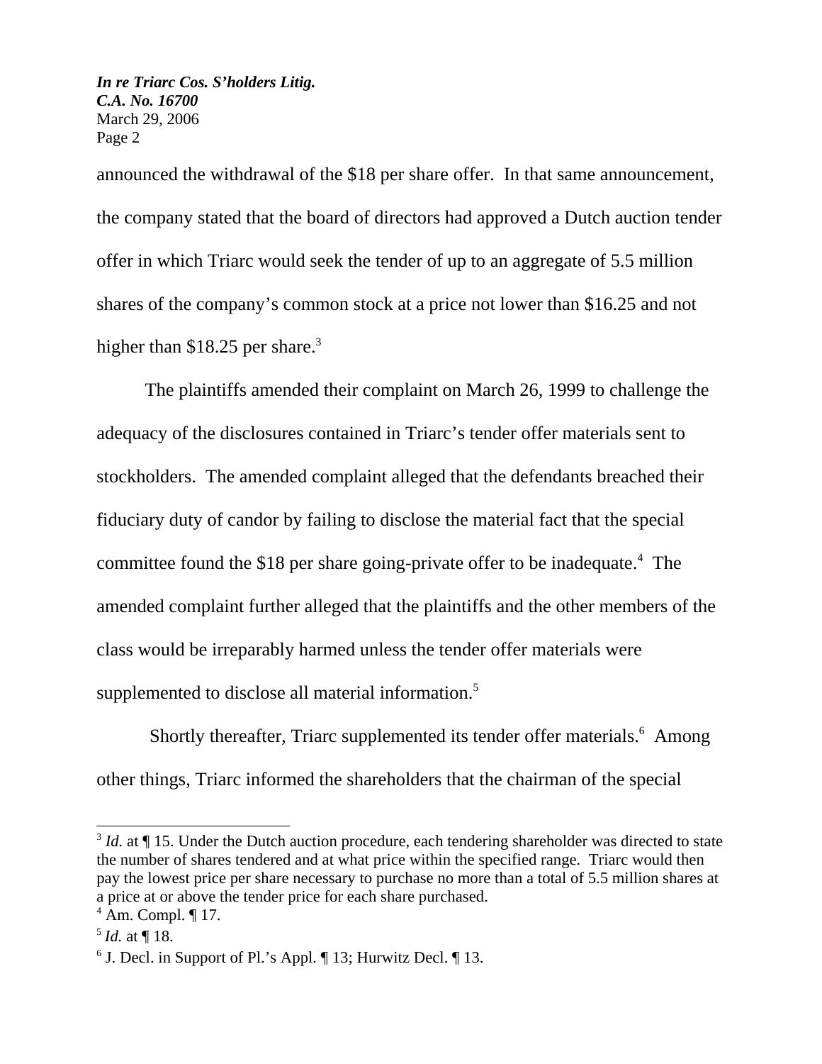announced the withdrawal of the $18 per share offer. In that same announcement, the company stated that the board of directors had approved a Dutch auction tender offer in which Triarc would seek the tender of up to an aggregate of 5.5 million shares of the company's common stock at a price not lower than $16.25 and not higher than $18.25 per share.[3]

The plaintiffs amended their complaint on March 26, 1999 to challenge the adequacy of the disclosures contained in Triarc's tender offer materials sent to stockholders. The amended complaint alleged that the defendants breached their fiduciary duty of candor by failing to disclose the material fact that the special committee found the $18 per share going-private offer to be inadequate.[4] The amended complaint further alleged that the plaintiffs and the other members of the class would be irreparably harmed unless the tender offer materials were supplemented to disclose all material information.[5]

Shortly thereafter, Triarc supplemented its tender offer materials.[6] Among other things, Triarc informed the shareholders that the chairman of the special

---

[3] *Id.* at ¶ 15. Under the Dutch auction procedure, each tendering shareholder was directed to state the number of shares tendered and at what price within the specified range. Triarc would then pay the lowest price per share necessary to purchase no more than a total of 5.5 million shares at a price at or above the tender price for each share purchased.

[4] Am. Compl. ¶ 17.

[5] *Id.* at ¶ 18.

[6] J. Decl. in Support of Pl.'s Appl. ¶ 13; Hurwitz Decl. ¶ 13.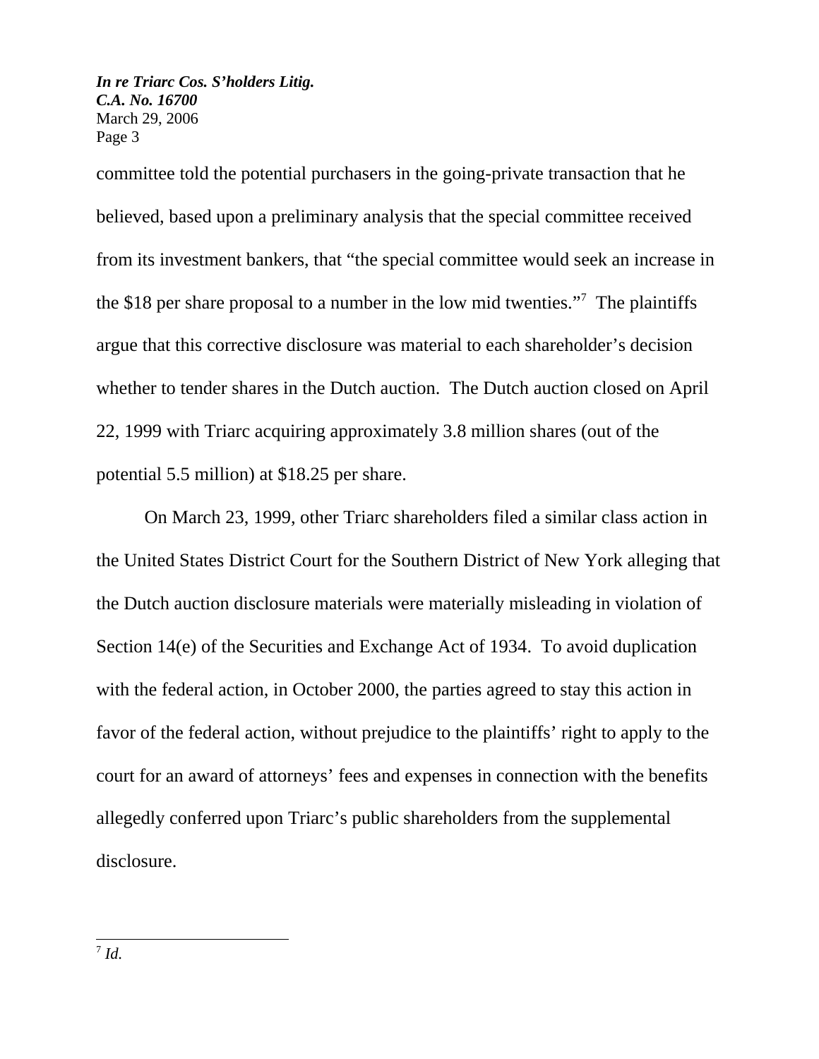committee told the potential purchasers in the going-private transaction that he believed, based upon a preliminary analysis that the special committee received from its investment bankers, that "the special committee would seek an increase in the $18 per share proposal to a number in the low mid twenties."[7] The plaintiffs argue that this corrective disclosure was material to each shareholder's decision whether to tender shares in the Dutch auction. The Dutch auction closed on April 22, 1999 with Triarc acquiring approximately 3.8 million shares (out of the potential 5.5 million) at $18.25 per share.

On March 23, 1999, other Triarc shareholders filed a similar class action in the United States District Court for the Southern District of New York alleging that the Dutch auction disclosure materials were materially misleading in violation of Section 14(e) of the Securities and Exchange Act of 1934. To avoid duplication with the federal action, in October 2000, the parties agreed to stay this action in favor of the federal action, without prejudice to the plaintiffs' right to apply to the court for an award of attorneys' fees and expenses in connection with the benefits allegedly conferred upon Triarc's public shareholders from the supplemental disclosure.

---

[7] *Id.*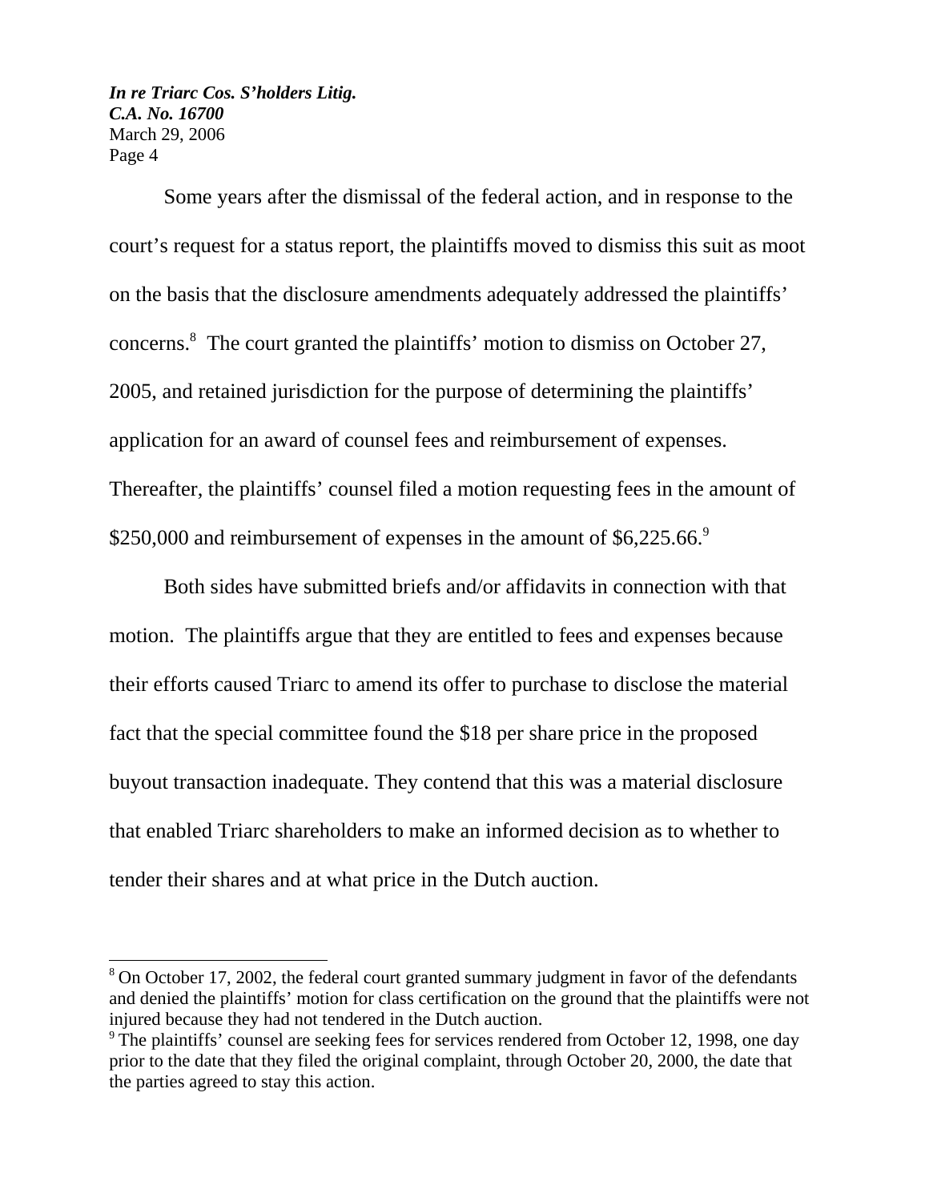Some years after the dismissal of the federal action, and in response to the court's request for a status report, the plaintiffs moved to dismiss this suit as moot on the basis that the disclosure amendments adequately addressed the plaintiffs' concerns.[8] The court granted the plaintiffs' motion to dismiss on October 27, 2005, and retained jurisdiction for the purpose of determining the plaintiffs' application for an award of counsel fees and reimbursement of expenses. Thereafter, the plaintiffs' counsel filed a motion requesting fees in the amount of $250,000 and reimbursement of expenses in the amount of $6,225.66.[9]

Both sides have submitted briefs and/or affidavits in connection with that motion. The plaintiffs argue that they are entitled to fees and expenses because their efforts caused Triarc to amend its offer to purchase to disclose the material fact that the special committee found the $18 per share price in the proposed buyout transaction inadequate. They contend that this was a material disclosure that enabled Triarc shareholders to make an informed decision as to whether to tender their shares and at what price in the Dutch auction.

---

[8] On October 17, 2002, the federal court granted summary judgment in favor of the defendants and denied the plaintiffs' motion for class certification on the ground that the plaintiffs were not injured because they had not tendered in the Dutch auction.

[9] The plaintiffs' counsel are seeking fees for services rendered from October 12, 1998, one day prior to the date that they filed the original complaint, through October 20, 2000, the date that the parties agreed to stay this action.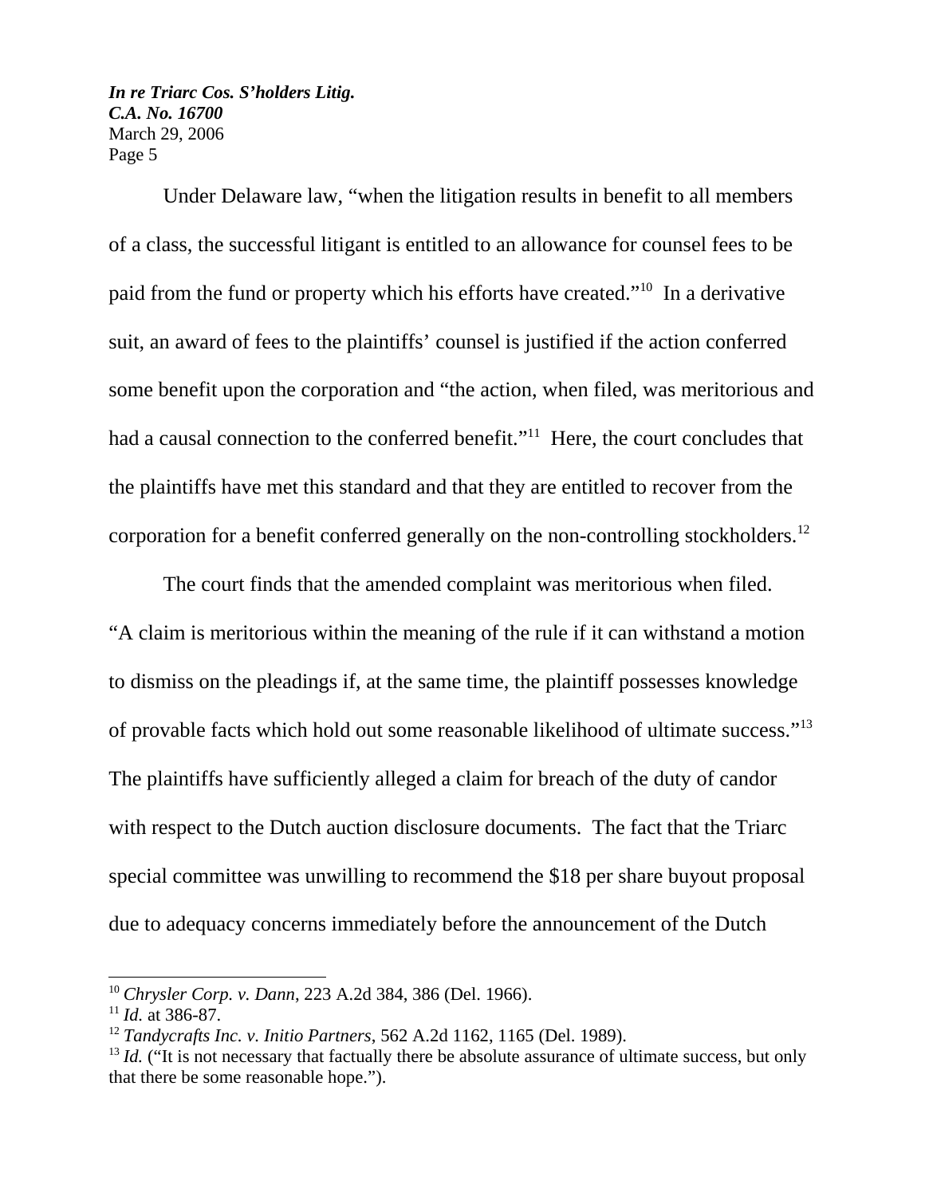Under Delaware law, "when the litigation results in benefit to all members of a class, the successful litigant is entitled to an allowance for counsel fees to be paid from the fund or property which his efforts have created."[10] In a derivative suit, an award of fees to the plaintiffs' counsel is justified if the action conferred some benefit upon the corporation and "the action, when filed, was meritorious and had a causal connection to the conferred benefit."[11] Here, the court concludes that the plaintiffs have met this standard and that they are entitled to recover from the corporation for a benefit conferred generally on the non-controlling stockholders.[12]

The court finds that the amended complaint was meritorious when filed. "A claim is meritorious within the meaning of the rule if it can withstand a motion to dismiss on the pleadings if, at the same time, the plaintiff possesses knowledge of provable facts which hold out some reasonable likelihood of ultimate success."[13] The plaintiffs have sufficiently alleged a claim for breach of the duty of candor with respect to the Dutch auction disclosure documents. The fact that the Triarc special committee was unwilling to recommend the $18 per share buyout proposal due to adequacy concerns immediately before the announcement of the Dutch

---

[10] *Chrysler Corp. v. Dann*, 223 A.2d 384, 386 (Del. 1966).

[11] *Id.* at 386-87.

[12] *Tandycrafts Inc. v. Initio Partners*, 562 A.2d 1162, 1165 (Del. 1989).

[13] *Id.* ("It is not necessary that factually there be absolute assurance of ultimate success, but only that there be some reasonable hope.").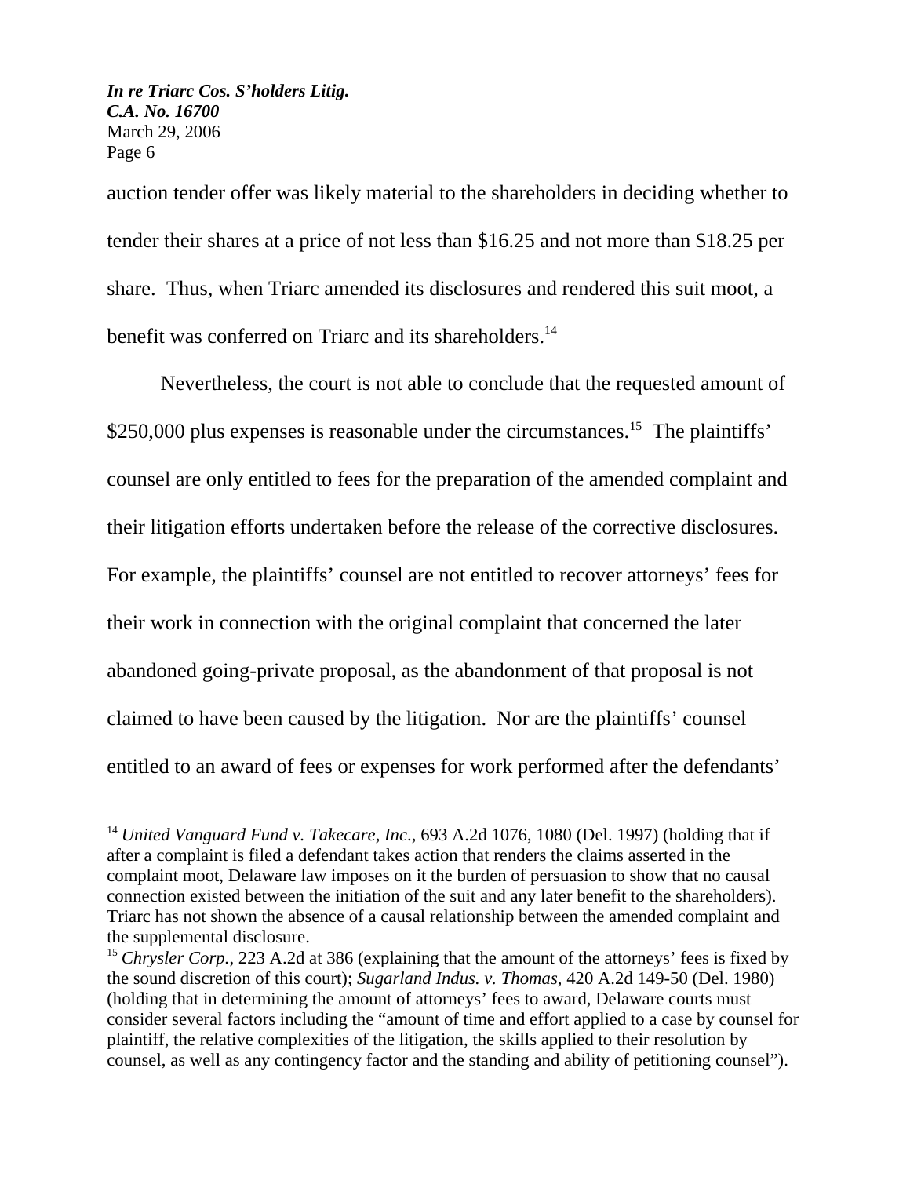auction tender offer was likely material to the shareholders in deciding whether to tender their shares at a price of not less than $16.25 and not more than $18.25 per share. Thus, when Triarc amended its disclosures and rendered this suit moot, a benefit was conferred on Triarc and its shareholders.[14]

Nevertheless, the court is not able to conclude that the requested amount of $250,000 plus expenses is reasonable under the circumstances.[15] The plaintiffs' counsel are only entitled to fees for the preparation of the amended complaint and their litigation efforts undertaken before the release of the corrective disclosures. For example, the plaintiffs' counsel are not entitled to recover attorneys' fees for their work in connection with the original complaint that concerned the later abandoned going-private proposal, as the abandonment of that proposal is not claimed to have been caused by the litigation. Nor are the plaintiffs' counsel entitled to an award of fees or expenses for work performed after the defendants'

---

[14] *United Vanguard Fund v. Takecare, Inc*., 693 A.2d 1076, 1080 (Del. 1997) (holding that if after a complaint is filed a defendant takes action that renders the claims asserted in the complaint moot, Delaware law imposes on it the burden of persuasion to show that no causal connection existed between the initiation of the suit and any later benefit to the shareholders). Triarc has not shown the absence of a causal relationship between the amended complaint and the supplemental disclosure.

[15] *Chrysler Corp.*, 223 A.2d at 386 (explaining that the amount of the attorneys' fees is fixed by the sound discretion of this court); *Sugarland Indus. v. Thomas*, 420 A.2d 149-50 (Del. 1980) (holding that in determining the amount of attorneys' fees to award, Delaware courts must consider several factors including the "amount of time and effort applied to a case by counsel for plaintiff, the relative complexities of the litigation, the skills applied to their resolution by counsel, as well as any contingency factor and the standing and ability of petitioning counsel").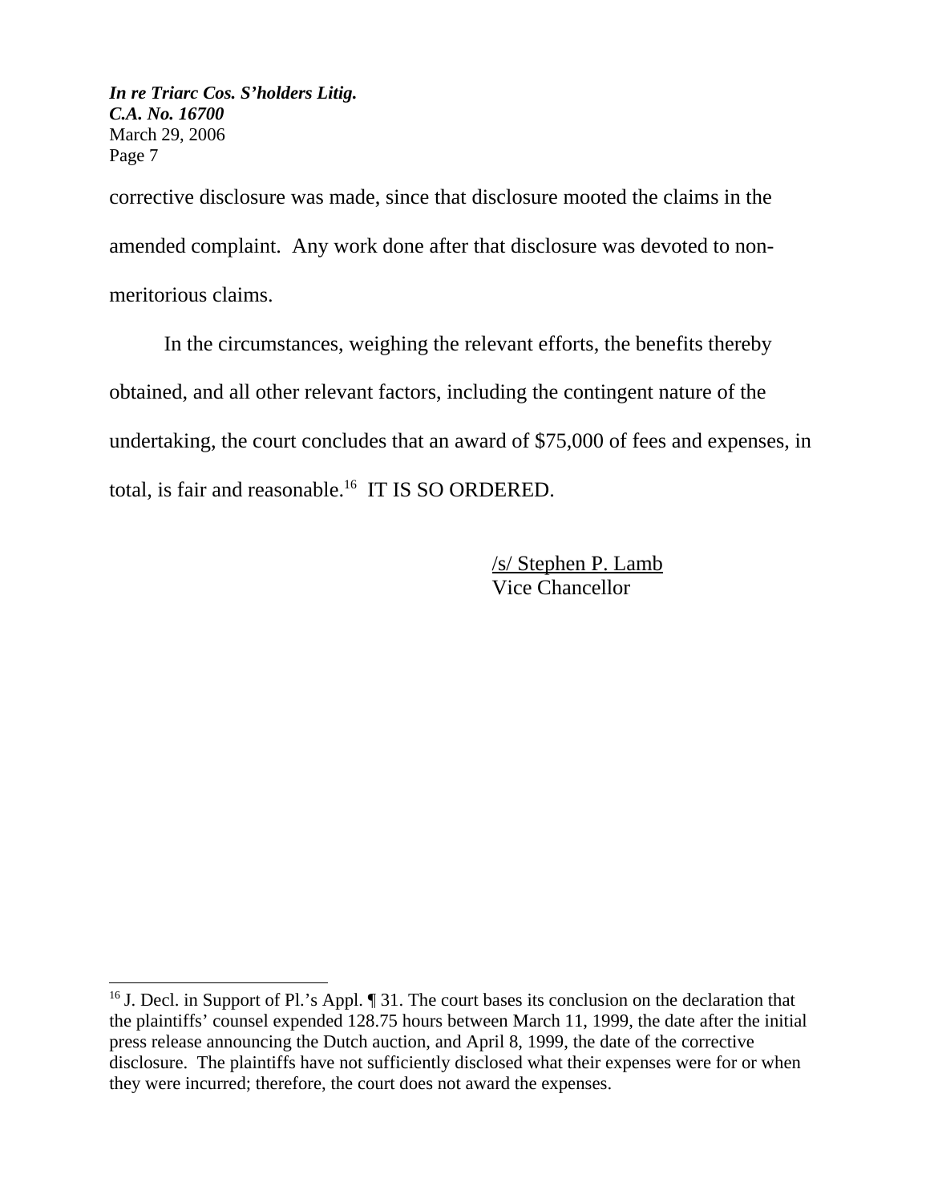corrective disclosure was made, since that disclosure mooted the claims in the amended complaint. Any work done after that disclosure was devoted to non-meritorious claims.

In the circumstances, weighing the relevant efforts, the benefits thereby obtained, and all other relevant factors, including the contingent nature of the undertaking, the court concludes that an award of $75,000 of fees and expenses, in total, is fair and reasonable.[16] IT IS SO ORDERED.

/s/ Stephen P. Lamb
Vice Chancellor

---

[16] J. Decl. in Support of Pl.'s Appl. ¶ 31. The court bases its conclusion on the declaration that the plaintiffs' counsel expended 128.75 hours between March 11, 1999, the date after the initial press release announcing the Dutch auction, and April 8, 1999, the date of the corrective disclosure. The plaintiffs have not sufficiently disclosed what their expenses were for or when they were incurred; therefore, the court does not award the expenses.